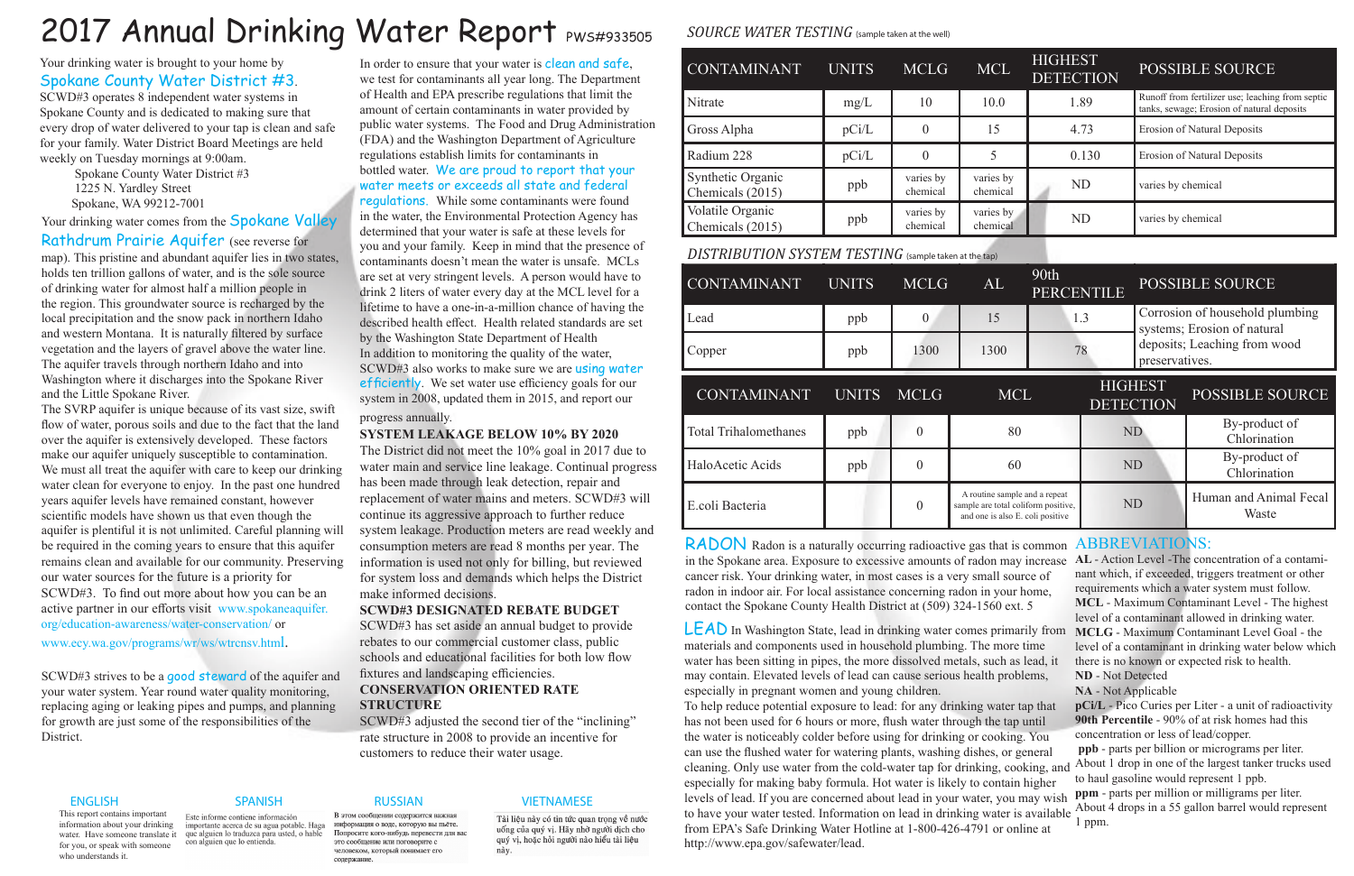# 2017 Annual Drinking Water Report PWS#933505

Your drinking water is brought to your home by Spokane County Water District #3. SCWD#3 operates 8 independent water systems in Spokane County and is dedicated to making sure that every drop of water delivered to your tap is clean and safe for your family. Water District Board Meetings are held weekly on Tuesday mornings at 9:00am.

Spokane County Water District #3
1225 N. Yardley Street
Spokane, WA 99212-7001

Your drinking water comes from the Spokane Valley Rathdrum Prairie Aquifer (see reverse for map). This pristine and abundant aquifer lies in two states, holds ten trillion gallons of water, and is the sole source of drinking water for almost half a million people in the region. This groundwater source is recharged by the local precipitation and the snow pack in northern Idaho and western Montana. It is naturally filtered by surface vegetation and the layers of gravel above the water line. The aquifer travels through northern Idaho and into Washington where it discharges into the Spokane River and the Little Spokane River.

The SVRP aquifer is unique because of its vast size, swift flow of water, porous soils and due to the fact that the land over the aquifer is extensively developed. These factors make our aquifer uniquely susceptible to contamination. We must all treat the aquifer with care to keep our drinking water clean for everyone to enjoy. In the past one hundred years aquifer levels have remained constant, however scientific models have shown us that even though the aquifer is plentiful it is not unlimited. Careful planning will be required in the coming years to ensure that this aquifer remains clean and available for our community. Preserving our water sources for the future is a priority for SCWD#3. To find out more about how you can be an active partner in our efforts visit www.spokaneaquifer.org/education-awareness/water-conservation/ or www.ecy.wa.gov/programs/wr/ws/wtrcnsv.html.

SCWD#3 strives to be a good steward of the aquifer and your water system. Year round water quality monitoring, replacing aging or leaking pipes and pumps, and planning for growth are just some of the responsibilities of the District.

In order to ensure that your water is clean and safe, we test for contaminants all year long. The Department of Health and EPA prescribe regulations that limit the amount of certain contaminants in water provided by public water systems. The Food and Drug Administration (FDA) and the Washington Department of Agriculture regulations establish limits for contaminants in bottled water. We are proud to report that your water meets or exceeds all state and federal regulations. While some contaminants were found in the water, the Environmental Protection Agency has determined that your water is safe at these levels for you and your family. Keep in mind that the presence of contaminants doesn't mean the water is unsafe. MCLs are set at very stringent levels. A person would have to drink 2 liters of water every day at the MCL level for a lifetime to have a one-in-a-million chance of having the described health effect. Health related standards are set by the Washington State Department of Health.

In addition to monitoring the quality of the water, SCWD#3 also works to make sure we are using water efficiently. We set water use efficiency goals for our system in 2008, updated them in 2015, and report our progress annually.

**SYSTEM LEAKAGE BELOW 10% BY 2020**

The District did not meet the 10% goal in 2017 due to water main and service line leakage. Continual progress has been made through leak detection, repair and replacement of water mains and meters. SCWD#3 will continue its aggressive approach to further reduce system leakage. Production meters are read weekly and consumption meters are read 8 months per year. The information is used not only for billing, but reviewed for system loss and demands which helps the District make informed decisions.

**SCWD#3 DESIGNATED REBATE BUDGET**

SCWD#3 has set aside an annual budget to provide rebates to our commercial customer class, public schools and educational facilities for both low flow fixtures and landscaping efficiencies.

**CONSERVATION ORIENTED RATE STRUCTURE**

SCWD#3 adjusted the second tier of the "inclining" rate structure in 2008 to provide an incentive for customers to reduce their water usage.

*SOURCE WATER TESTING* (sample taken at the well)

| CONTAMINANT | UNITS | MCLG | MCL | HIGHEST DETECTION | POSSIBLE SOURCE |
|---|---|---|---|---|---|
| Nitrate | mg/L | 10 | 10.0 | 1.89 | Runoff from fertilizer use; leaching from septic tanks, sewage; Erosion of natural deposits |
| Gross Alpha | pCi/L | 0 | 15 | 4.73 | Erosion of Natural Deposits |
| Radium 228 | pCi/L | 0 | 5 | 0.130 | Erosion of Natural Deposits |
| Synthetic Organic Chemicals (2015) | ppb | varies by chemical | varies by chemical | ND | varies by chemical |
| Volatile Organic Chemicals (2015) | ppb | varies by chemical | varies by chemical | ND | varies by chemical |

*DISTRIBUTION SYSTEM TESTING* (sample taken at the tap)

| CONTAMINANT | UNITS | MCLG | AL | 90th PERCENTILE | POSSIBLE SOURCE |
|---|---|---|---|---|---|
| Lead | ppb | 0 | 15 | 1.3 | Corrosion of household plumbing systems; Erosion of natural deposits; Leaching from wood preservatives. |
| Copper | ppb | 1300 | 1300 | 78 | |

| CONTAMINANT | UNITS | MCLG | MCL | HIGHEST DETECTION | POSSIBLE SOURCE |
|---|---|---|---|---|---|
| Total Trihalomethanes | ppb | 0 | 80 | ND | By-product of Chlorination |
| HaloAcetic Acids | ppb | 0 | 60 | ND | By-product of Chlorination |
| E.coli Bacteria | | 0 | A routine sample and a repeat sample are total coliform positive, and one is also E. coli positive | ND | Human and Animal Fecal Waste |

**RADON** Radon is a naturally occurring radioactive gas that is common in the Spokane area. Exposure to excessive amounts of radon may increase cancer risk. Your drinking water, in most cases is a very small source of radon in indoor air. For local assistance concerning radon in your home, contact the Spokane County Health District at (509) 324-1560 ext. 5

**LEAD** In Washington State, lead in drinking water comes primarily from materials and components used in household plumbing. The more time water has been sitting in pipes, the more dissolved metals, such as lead, it may contain. Elevated levels of lead can cause serious health problems, especially in pregnant women and young children.

To help reduce potential exposure to lead: for any drinking water tap that has not been used for 6 hours or more, flush water through the tap until the water is noticeably colder before using for drinking or cooking. You can use the flushed water for watering plants, washing dishes, or general cleaning. Only use water from the cold-water tap for drinking, cooking, and especially for making baby formula. Hot water is likely to contain higher levels of lead. If you are concerned about lead in your water, you may wish to have your water tested. Information on lead in drinking water is available from EPA's Safe Drinking Water Hotline at 1-800-426-4791 or online at http://www.epa.gov/safewater/lead.

**ABBREVIATIONS:**

**AL** - Action Level -The concentration of a contaminant which, if exceeded, triggers treatment or other requirements which a water system must follow.
**MCL** - Maximum Contaminant Level - The highest level of a contaminant allowed in drinking water.
**MCLG** - Maximum Contaminant Level Goal - the level of a contaminant in drinking water below which there is no known or expected risk to health.
**ND** - Not Detected
**NA** - Not Applicable
**pCi/L** - Pico Curies per Liter - a unit of radioactivity
**90th Percentile** - 90% of at risk homes had this concentration or less of lead/copper.
**ppb** - parts per billion or micrograms per liter. About 1 drop in one of the largest tanker trucks used to haul gasoline would represent 1 ppb.
**ppm** - parts per million or milligrams per liter. About 4 drops in a 55 gallon barrel would represent 1 ppm.

**ENGLISH**
This report contains important information about your drinking water. Have someone translate it for you, or speak with someone who understands it.

**SPANISH**
Este informe contiene información importante acerca de su agua potable. Haga que alguien lo traduzca para usted, o hable con alguien que lo entienda.

**RUSSIAN**
В этом сообщении содержится важная информация о воде, которую вы пьёте. Попросите кого-нибудь перевести для вас это сообщение или поговорите с человеком, который понимает его содержание.

**VIETNAMESE**
Tài liệu này có tin tức quan trọng về nước uống của quý vị. Hãy nhờ người dịch cho quý vị, hoặc hỏi người nào hiểu tài liệu này.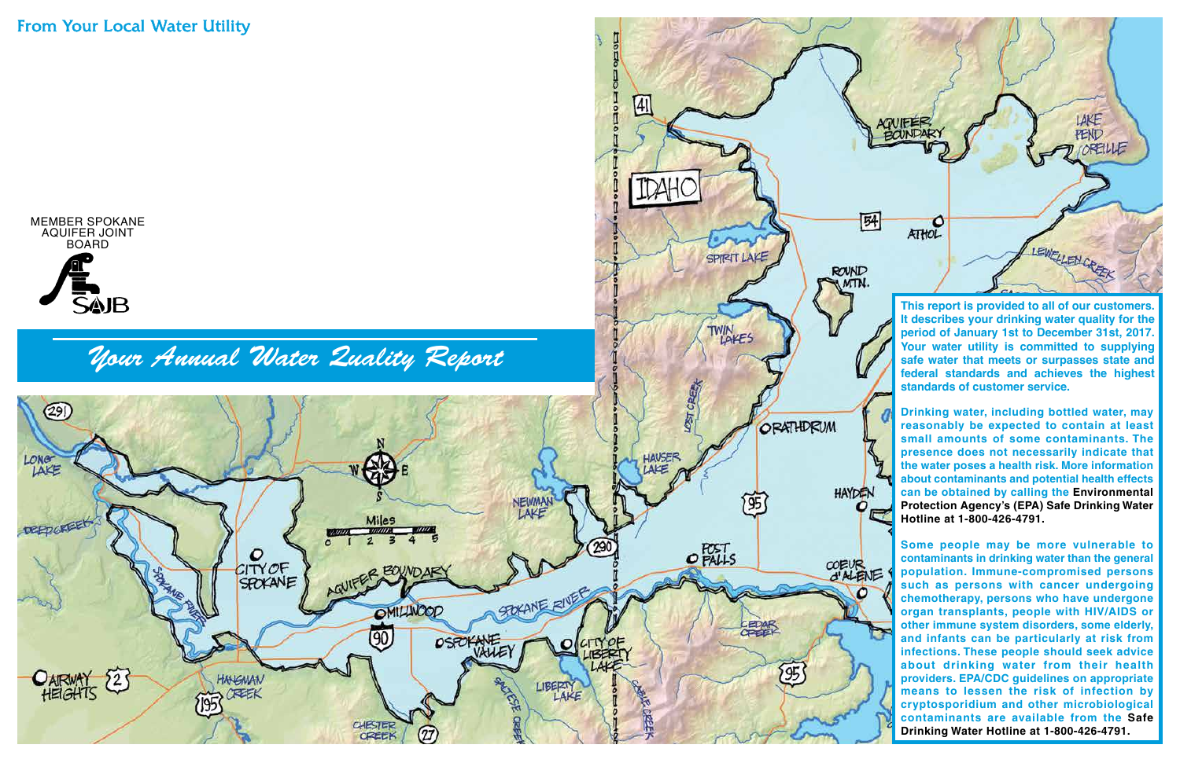From Your Local Water Utility

MEMBER SPOKANE AQUIFER JOINT BOARD

SAJB

# *Your Annual Water Quality Report*

**This report is provided to all of our customers. It describes your drinking water quality for the period of January 1st to December 31st, 2017. Your water utility is committed to supplying safe water that meets or surpasses state and federal standards and achieves the highest standards of customer service.**

**Drinking water, including bottled water, may reasonably be expected to contain at least small amounts of some contaminants. The presence does not necessarily indicate that the water poses a health risk. More information about contaminants and potential health effects can be obtained by calling the Environmental Protection Agency's (EPA) Safe Drinking Water Hotline at 1-800-426-4791.**

**Some people may be more vulnerable to contaminants in drinking water than the general population. Immune-compromised persons such as persons with cancer undergoing chemotherapy, persons who have undergone organ transplants, people with HIV/AIDS or other immune system disorders, some elderly, and infants can be particularly at risk from infections. These people should seek advice about drinking water from their health providers. EPA/CDC guidelines on appropriate means to lessen the risk of infection by cryptosporidium and other microbiological contaminants are available from the Safe Drinking Water Hotline at 1-800-426-4791.**